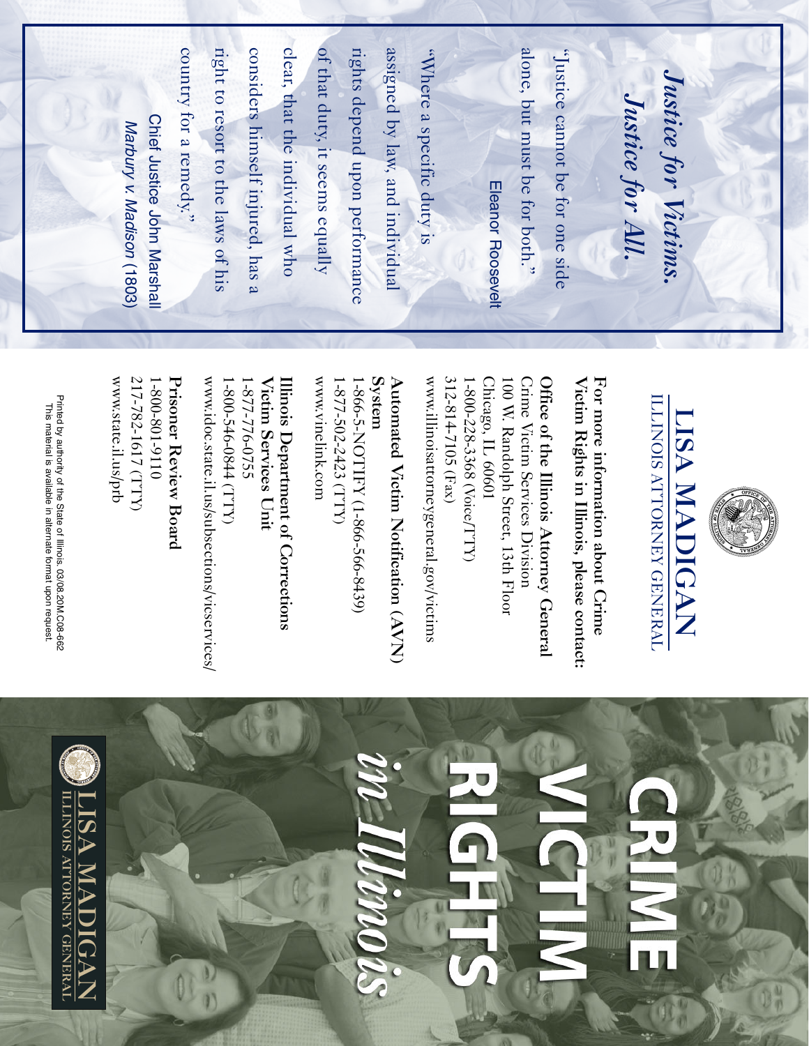# *Justice for Victims.*
# *Justice for All.*

"Justice cannot be for one side alone, but must be for both."

Eleanor Roosevelt

"Where a specific duty is assigned by law, and individual rights depend upon performance of that duty, it seems equally clear, that the individual who considers himself injured, has a right to resort to the laws of his country for a remedy."

Chief Justice John Marshall
*Marbury v. Madison* (1803)

LISA MADIGAN
ILLINOIS ATTORNEY GENERAL

**For more information about Crime Victim Rights in Illinois, please contact:**

**Office of the Illinois Attorney General**
Crime Victim Services Division
100 W. Randolph Street, 13th Floor
Chicago, IL 60601
1-800-228-3368 (Voice/TTY)
312-814-7105 (Fax)
www.illinoisattorneygeneral.gov/victims

**Automated Victim Notification (AVN) System**
1-866-5-NOTIFY (1-866-566-8439)
1-877-502-2423 (TTY)
www.vinelink.com

**Illinois Department of Corrections Victim Services Unit**
1-877-776-0755
1-800-546-0844 (TTY)
www.idoc.state.il.us/subsections/vicservices/

**Prisoner Review Board**
1-800-801-9110
217-782-1617 (TTY)
www.state.il.us/prb

Printed by authority of the State of Illinois. 03/08.20M.C08-662
This material is available in alternate format upon request.

# CRIME VICTIM RIGHTS *in Illinois*

LISA MADIGAN
ILLINOIS ATTORNEY GENERAL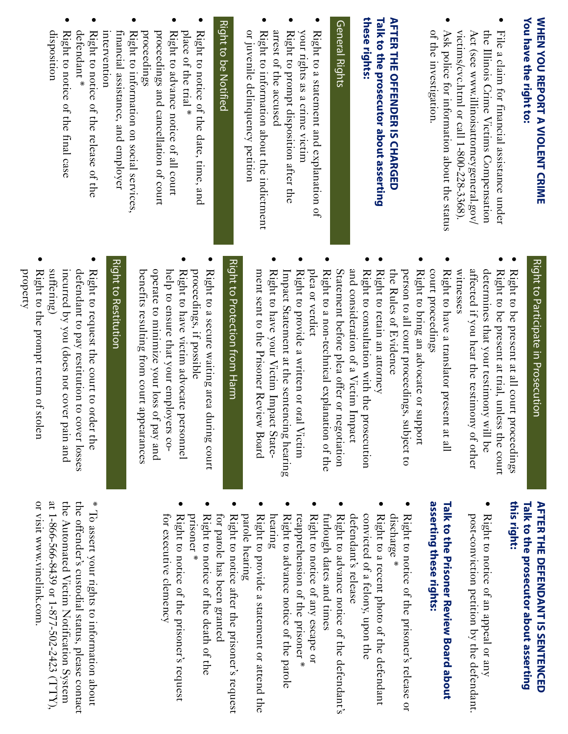### WHEN YOU REPORT A VIOLENT CRIME You have the right to:

- File a claim for financial assistance under the Illinois Crime Victims Compensation Act (see www.illinoisattorneygeneral.gov/victims/cvc.html or call 1-800-228-3368).
- Ask police for information about the status of the investigation.

### AFTER THE OFFENDER IS CHARGED Talk to the prosecutor about asserting these rights:

#### General Rights

- Right to a statement and explanation of your rights as a crime victim
- Right to prompt disposition after the arrest of the accused
- Right to information about the indictment or juvenile delinquency petition

#### Right to be Notified

- Right to notice of the date, time, and place of the trial *
- Right to advance notice of all court proceedings and cancellation of court proceedings
- Right to information on social services, financial assistance, and employer intervention
- Right to notice of the release of the defendant *
- Right to notice of the final case disposition

#### Right to Participate in Prosecution

- Right to be present at all court proceedings
- Right to be present at trial, unless the court determines that your testimony will be affected if you hear the testimony of other witnesses
- Right to have a translator present at all court proceedings
- Right to bring an advocate or support person to all court proceedings, subject to the Rules of Evidence
- Right to retain an attorney
- Right to consultation with the prosecution and consideration of a Victim Impact Statement before plea offer or negotiation
- Right to a non-technical explanation of the plea or verdict
- Right to provide a written or oral Victim Impact Statement at the sentencing hearing
- Right to have your Victim Impact Statement sent to the Prisoner Review Board

#### Right to Protection from Harm

- Right to a secure waiting area during court proceedings, if possible
- Right to have victim advocate personnel help to ensure that your employers co-operate to minimize your loss of pay and benefits resulting from court appearances

#### Right to Restitution

- Right to request the court to order the defendant to pay restitution to cover losses incurred by you (does not cover pain and suffering)
- Right to the prompt return of stolen property

### AFTER THE DEFENDANT IS SENTENCED Talk to the prosecutor about asserting this right:

- Right to notice of an appeal or any post-conviction petition by the defendant.

### Talk to the Prisoner Review Board about asserting these rights:

- Right to notice of the prisoner's release or discharge *
- Right to a recent photo of the defendant convicted of a felony, upon the defendant's release
- Right to advance notice of the defendant's furlough dates and times
- Right to notice of any escape or reapprehension of the prisoner *
- Right to advance notice of the parole hearing
- Right to provide a statement or attend the parole hearing
- Right to notice after the prisoner's request for parole has been granted
- Right to notice of the death of the prisoner *
- Right to notice of the prisoner's request for executive clemency

* To assert your rights to information about the offender's custodial status, please contact the Automated Victim Notification System at 1-866-566-8439 or 1-877-502-2423 (TTY), or visit www.vinelink.com.